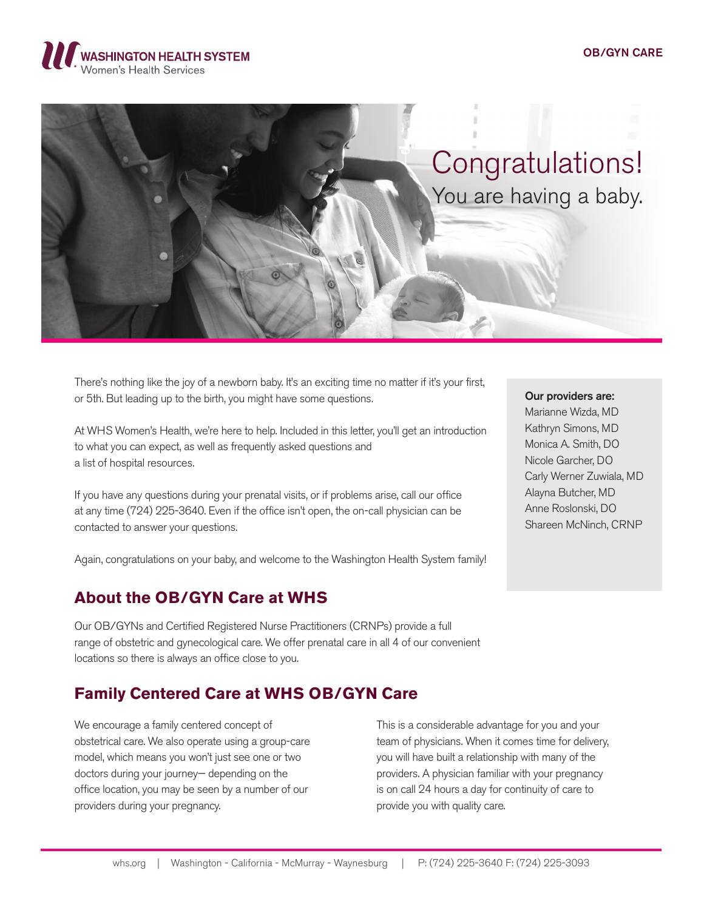WASHINGTON HEALTH SYSTEM
Women's Health Services

OB/GYN CARE

# Congratulations!
You are having a baby.

There's nothing like the joy of a newborn baby. It's an exciting time no matter if it's your first, or 5th. But leading up to the birth, you might have some questions.

At WHS Women's Health, we're here to help. Included in this letter, you'll get an introduction to what you can expect, as well as frequently asked questions and a list of hospital resources.

If you have any questions during your prenatal visits, or if problems arise, call our office at any time (724) 225-3640. Even if the office isn't open, the on-call physician can be contacted to answer your questions.

Again, congratulations on your baby, and welcome to the Washington Health System family!

**Our providers are:**
Marianne Wizda, MD
Kathryn Simons, MD
Monica A. Smith, DO
Nicole Garcher, DO
Carly Werner Zuwiala, MD
Alayna Butcher, MD
Anne Roslonski, DO
Shareen McNinch, CRNP

## About the OB/GYN Care at WHS

Our OB/GYNs and Certified Registered Nurse Practitioners (CRNPs) provide a full range of obstetric and gynecological care. We offer prenatal care in all 4 of our convenient locations so there is always an office close to you.

## Family Centered Care at WHS OB/GYN Care

We encourage a family centered concept of obstetrical care. We also operate using a group-care model, which means you won't just see one or two doctors during your journey— depending on the office location, you may be seen by a number of our providers during your pregnancy.

This is a considerable advantage for you and your team of physicians. When it comes time for delivery, you will have built a relationship with many of the providers. A physician familiar with your pregnancy is on call 24 hours a day for continuity of care to provide you with quality care.

whs.org | Washington - California - McMurray - Waynesburg | P: (724) 225-3640 F: (724) 225-3093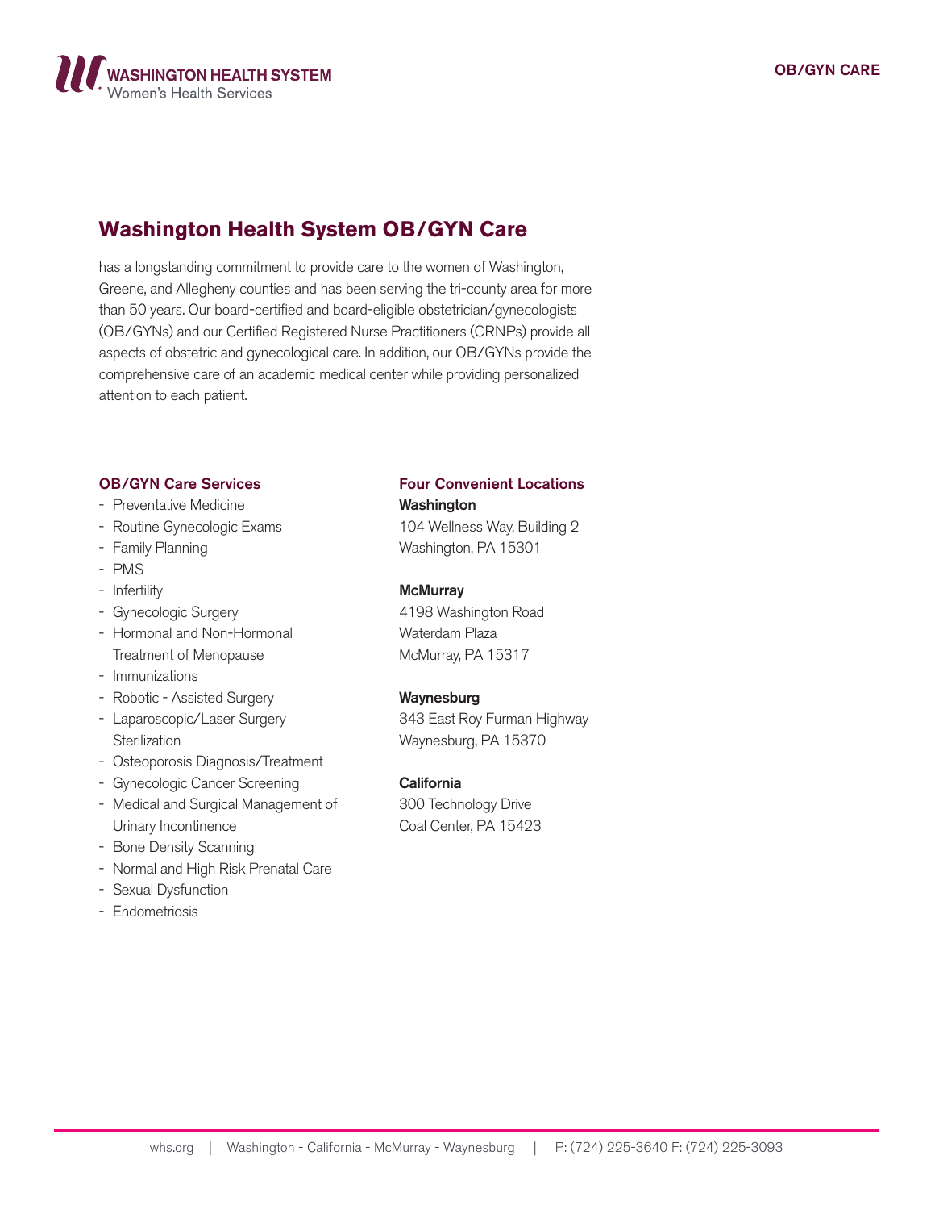# Washington Health System OB/GYN Care

has a longstanding commitment to provide care to the women of Washington, Greene, and Allegheny counties and has been serving the tri-county area for more than 50 years. Our board-certified and board-eligible obstetrician/gynecologists (OB/GYNs) and our Certified Registered Nurse Practitioners (CRNPs) provide all aspects of obstetric and gynecological care. In addition, our OB/GYNs provide the comprehensive care of an academic medical center while providing personalized attention to each patient.

## OB/GYN Care Services

- Preventative Medicine
- Routine Gynecologic Exams
- Family Planning
- PMS
- Infertility
- Gynecologic Surgery
- Hormonal and Non-Hormonal Treatment of Menopause
- Immunizations
- Robotic - Assisted Surgery
- Laparoscopic/Laser Surgery Sterilization
- Osteoporosis Diagnosis/Treatment
- Gynecologic Cancer Screening
- Medical and Surgical Management of Urinary Incontinence
- Bone Density Scanning
- Normal and High Risk Prenatal Care
- Sexual Dysfunction
- Endometriosis

## Four Convenient Locations

**Washington**
104 Wellness Way, Building 2
Washington, PA 15301

**McMurray**
4198 Washington Road
Waterdam Plaza
McMurray, PA 15317

**Waynesburg**
343 East Roy Furman Highway
Waynesburg, PA 15370

**California**
300 Technology Drive
Coal Center, PA 15423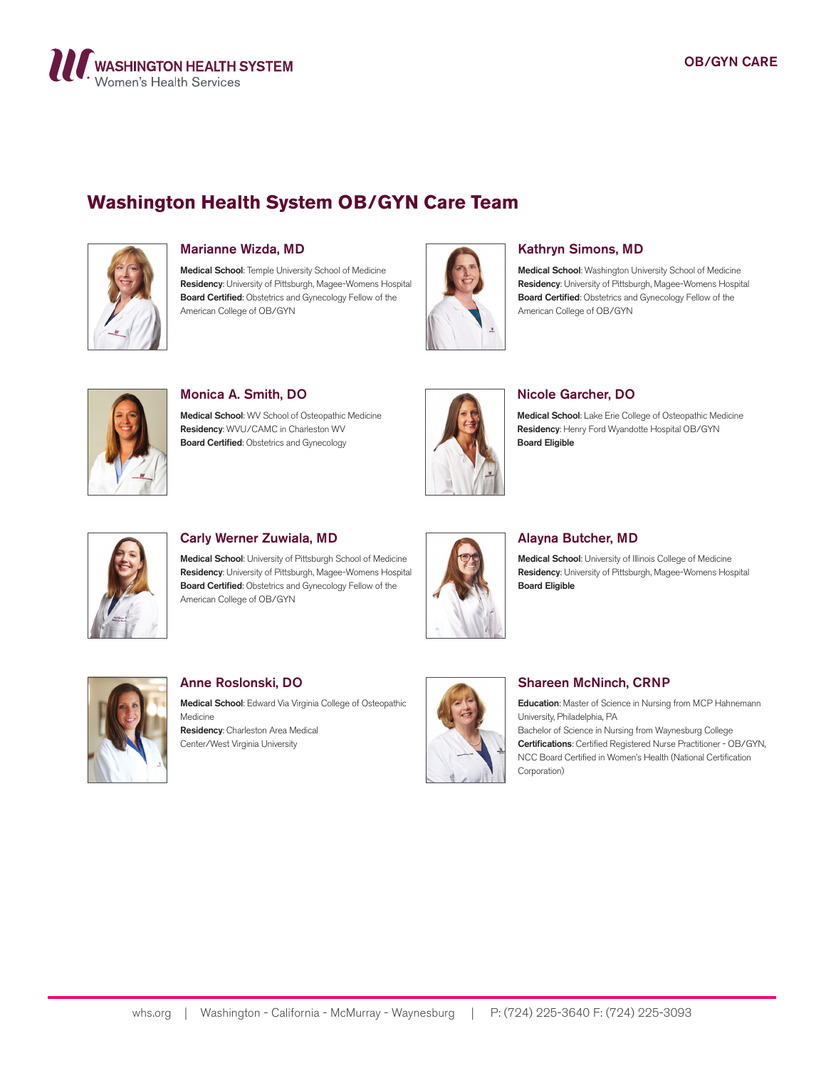# Washington Health System OB/GYN Care Team

### Marianne Wizda, MD

**Medical School**: Temple University School of Medicine
**Residency**: University of Pittsburgh, Magee-Womens Hospital
**Board Certified**: Obstetrics and Gynecology Fellow of the American College of OB/GYN

### Kathryn Simons, MD

**Medical School**: Washington University School of Medicine
**Residency**: University of Pittsburgh, Magee-Womens Hospital
**Board Certified**: Obstetrics and Gynecology Fellow of the American College of OB/GYN

### Monica A. Smith, DO

**Medical School**: WV School of Osteopathic Medicine
**Residency**: WVU/CAMC in Charleston WV
**Board Certified**: Obstetrics and Gynecology

### Nicole Garcher, DO

**Medical School**: Lake Erie College of Osteopathic Medicine
**Residency**: Henry Ford Wyandotte Hospital OB/GYN
**Board Eligible**

### Carly Werner Zuwiala, MD

**Medical School**: University of Pittsburgh School of Medicine
**Residency**: University of Pittsburgh, Magee-Womens Hospital
**Board Certified**: Obstetrics and Gynecology Fellow of the American College of OB/GYN

### Alayna Butcher, MD

**Medical School**: University of Illinois College of Medicine
**Residency**: University of Pittsburgh, Magee-Womens Hospital
**Board Eligible**

### Anne Roslonski, DO

**Medical School**: Edward Via Virginia College of Osteopathic Medicine
**Residency**: Charleston Area Medical Center/West Virginia University

### Shareen McNinch, CRNP

**Education**: Master of Science in Nursing from MCP Hahnemann University, Philadelphia, PA
Bachelor of Science in Nursing from Waynesburg College
**Certifications**: Certified Registered Nurse Practitioner - OB/GYN, NCC Board Certified in Women's Health (National Certification Corporation)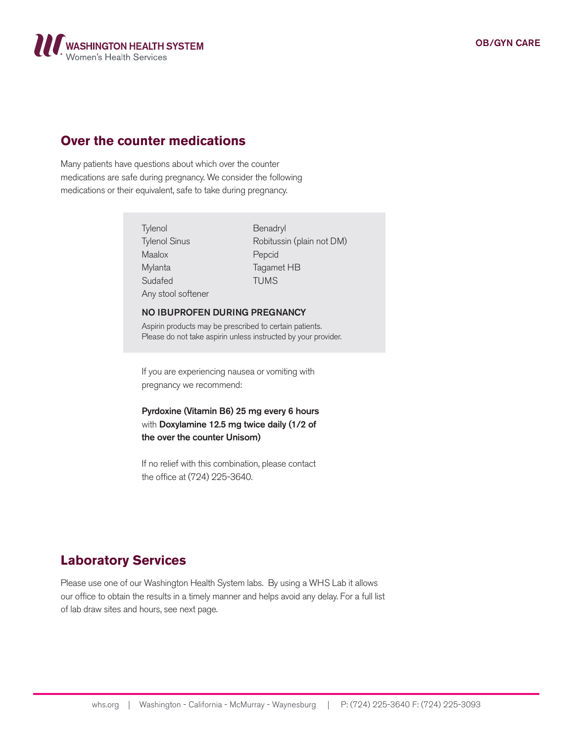## Over the counter medications

Many patients have questions about which over the counter medications are safe during pregnancy. We consider the following medications or their equivalent, safe to take during pregnancy.

| | |
|---|---|
| Tylenol | Benadryl |
| Tylenol Sinus | Robitussin (plain not DM) |
| Maalox | Pepcid |
| Mylanta | Tagamet HB |
| Sudafed | TUMS |
| Any stool softener | |

**NO IBUPROFEN DURING PREGNANCY**

Aspirin products may be prescribed to certain patients.
Please do not take aspirin unless instructed by your provider.

If you are experiencing nausea or vomiting with pregnancy we recommend:

**Pyrdoxine (Vitamin B6) 25 mg every 6 hours** with **Doxylamine 12.5 mg twice daily (1/2 of the over the counter Unisom)**

If no relief with this combination, please contact the office at (724) 225-3640.

## Laboratory Services

Please use one of our Washington Health System labs. By using a WHS Lab it allows our office to obtain the results in a timely manner and helps avoid any delay. For a full list of lab draw sites and hours, see next page.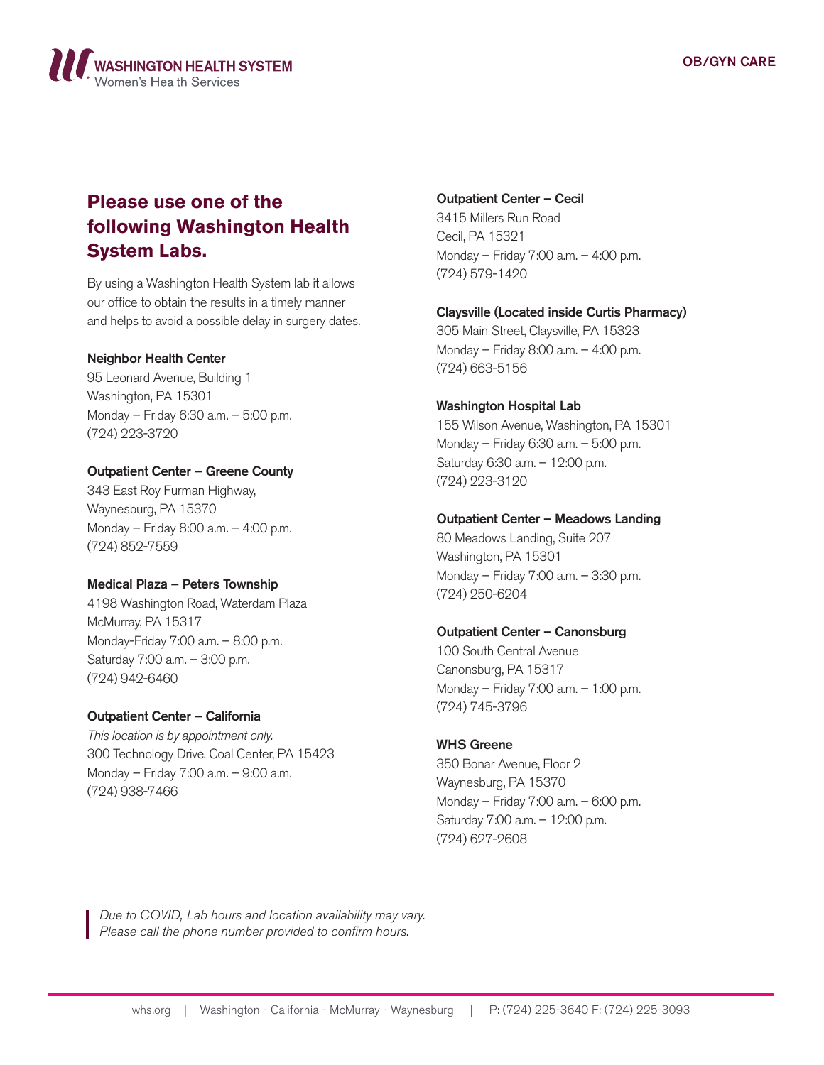## Please use one of the following Washington Health System Labs.

By using a Washington Health System lab it allows our office to obtain the results in a timely manner and helps to avoid a possible delay in surgery dates.

**Neighbor Health Center**
95 Leonard Avenue, Building 1
Washington, PA 15301
Monday – Friday 6:30 a.m. – 5:00 p.m.
(724) 223-3720

**Outpatient Center – Greene County**
343 East Roy Furman Highway,
Waynesburg, PA 15370
Monday – Friday 8:00 a.m. – 4:00 p.m.
(724) 852-7559

**Medical Plaza – Peters Township**
4198 Washington Road, Waterdam Plaza
McMurray, PA 15317
Monday-Friday 7:00 a.m. – 8:00 p.m.
Saturday 7:00 a.m. – 3:00 p.m.
(724) 942-6460

**Outpatient Center – California**
*This location is by appointment only.*
300 Technology Drive, Coal Center, PA 15423
Monday – Friday 7:00 a.m. – 9:00 a.m.
(724) 938-7466

**Outpatient Center – Cecil**
3415 Millers Run Road
Cecil, PA 15321
Monday – Friday 7:00 a.m. – 4:00 p.m.
(724) 579-1420

**Claysville (Located inside Curtis Pharmacy)**
305 Main Street, Claysville, PA 15323
Monday – Friday 8:00 a.m. – 4:00 p.m.
(724) 663-5156

**Washington Hospital Lab**
155 Wilson Avenue, Washington, PA 15301
Monday – Friday 6:30 a.m. – 5:00 p.m.
Saturday 6:30 a.m. – 12:00 p.m.
(724) 223-3120

**Outpatient Center – Meadows Landing**
80 Meadows Landing, Suite 207
Washington, PA 15301
Monday – Friday 7:00 a.m. – 3:30 p.m.
(724) 250-6204

**Outpatient Center – Canonsburg**
100 South Central Avenue
Canonsburg, PA 15317
Monday – Friday 7:00 a.m. – 1:00 p.m.
(724) 745-3796

**WHS Greene**
350 Bonar Avenue, Floor 2
Waynesburg, PA 15370
Monday – Friday 7:00 a.m. – 6:00 p.m.
Saturday 7:00 a.m. – 12:00 p.m.
(724) 627-2608

*Due to COVID, Lab hours and location availability may vary. Please call the phone number provided to confirm hours.*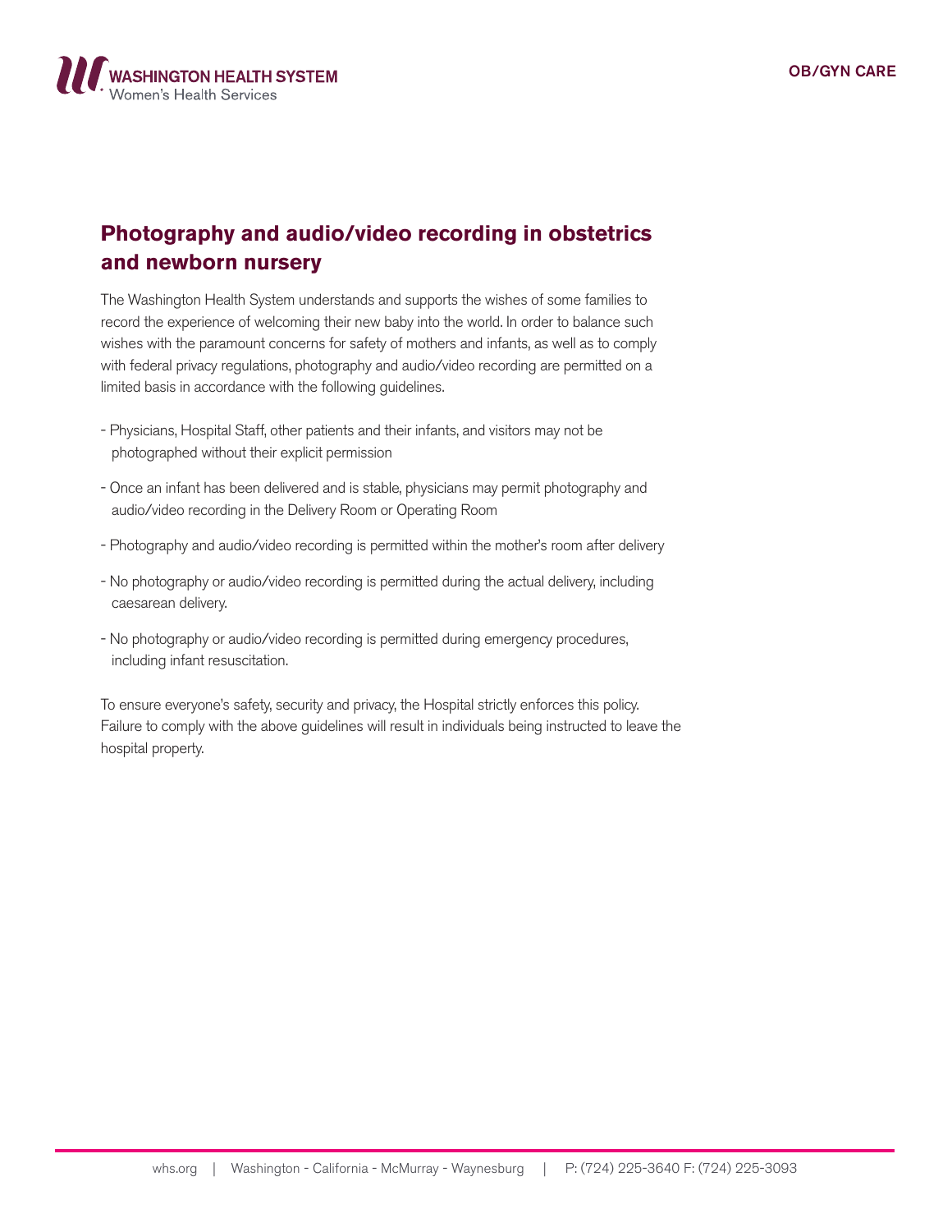## Photography and audio/video recording in obstetrics and newborn nursery

The Washington Health System understands and supports the wishes of some families to record the experience of welcoming their new baby into the world. In order to balance such wishes with the paramount concerns for safety of mothers and infants, as well as to comply with federal privacy regulations, photography and audio/video recording are permitted on a limited basis in accordance with the following guidelines.

- Physicians, Hospital Staff, other patients and their infants, and visitors may not be photographed without their explicit permission
- Once an infant has been delivered and is stable, physicians may permit photography and audio/video recording in the Delivery Room or Operating Room
- Photography and audio/video recording is permitted within the mother's room after delivery
- No photography or audio/video recording is permitted during the actual delivery, including caesarean delivery.
- No photography or audio/video recording is permitted during emergency procedures, including infant resuscitation.

To ensure everyone's safety, security and privacy, the Hospital strictly enforces this policy. Failure to comply with the above guidelines will result in individuals being instructed to leave the hospital property.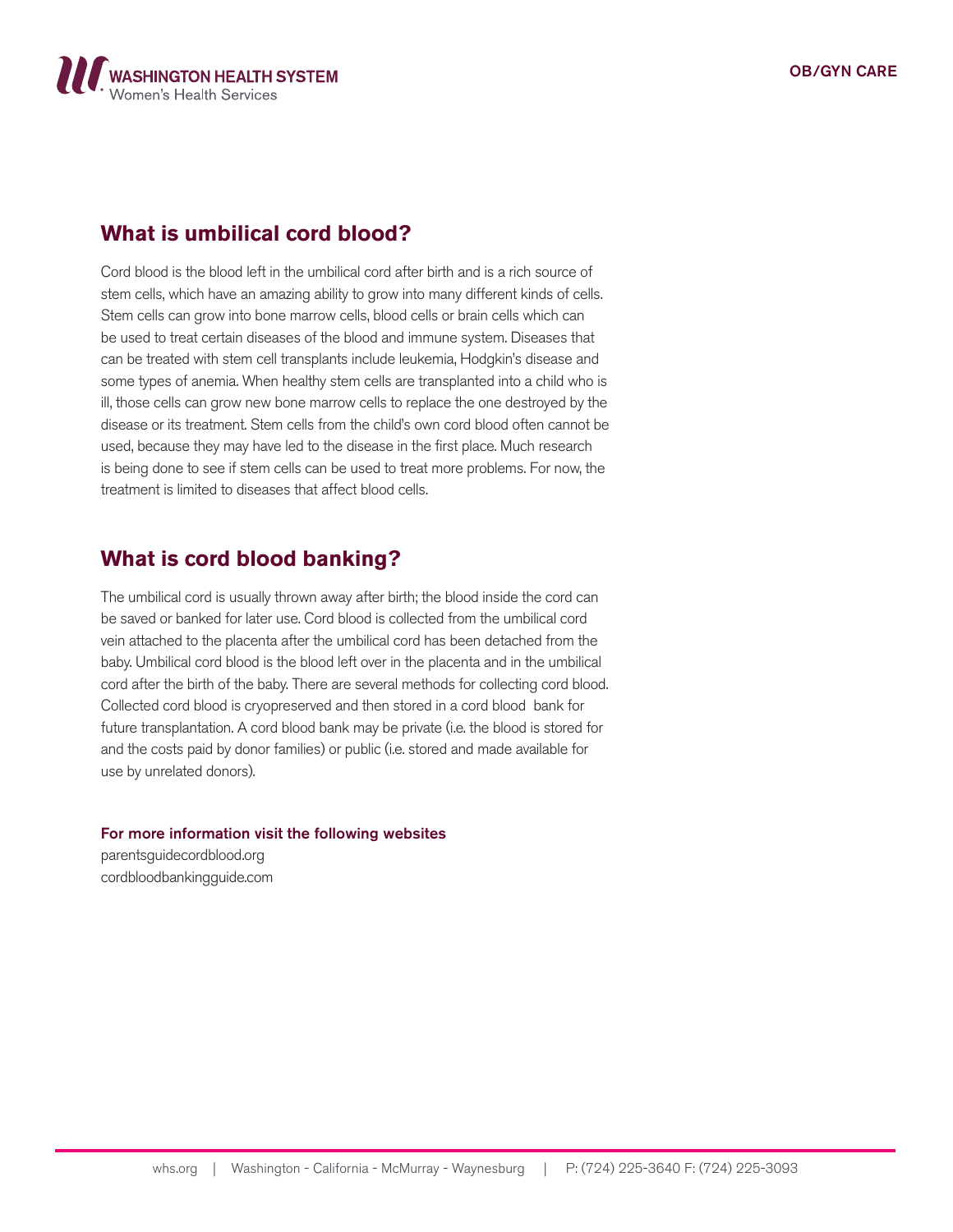## What is umbilical cord blood?

Cord blood is the blood left in the umbilical cord after birth and is a rich source of stem cells, which have an amazing ability to grow into many different kinds of cells. Stem cells can grow into bone marrow cells, blood cells or brain cells which can be used to treat certain diseases of the blood and immune system. Diseases that can be treated with stem cell transplants include leukemia, Hodgkin's disease and some types of anemia. When healthy stem cells are transplanted into a child who is ill, those cells can grow new bone marrow cells to replace the one destroyed by the disease or its treatment. Stem cells from the child's own cord blood often cannot be used, because they may have led to the disease in the first place. Much research is being done to see if stem cells can be used to treat more problems. For now, the treatment is limited to diseases that affect blood cells.

## What is cord blood banking?

The umbilical cord is usually thrown away after birth; the blood inside the cord can be saved or banked for later use. Cord blood is collected from the umbilical cord vein attached to the placenta after the umbilical cord has been detached from the baby. Umbilical cord blood is the blood left over in the placenta and in the umbilical cord after the birth of the baby. There are several methods for collecting cord blood. Collected cord blood is cryopreserved and then stored in a cord blood bank for future transplantation. A cord blood bank may be private (i.e. the blood is stored for and the costs paid by donor families) or public (i.e. stored and made available for use by unrelated donors).

**For more information visit the following websites**

parentsguidecordblood.org
cordbloodbankingguide.com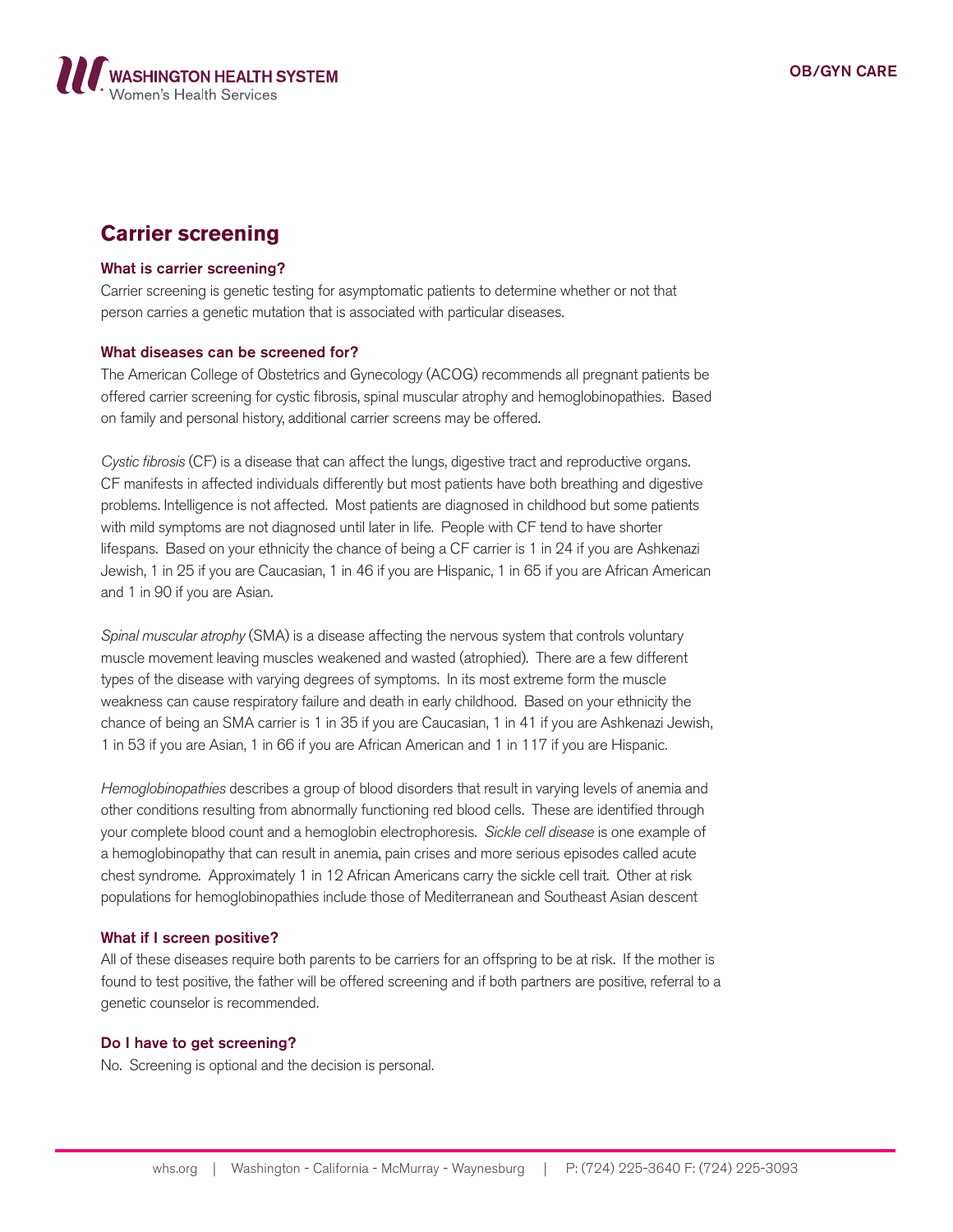# Carrier screening

### What is carrier screening?

Carrier screening is genetic testing for asymptomatic patients to determine whether or not that person carries a genetic mutation that is associated with particular diseases.

### What diseases can be screened for?

The American College of Obstetrics and Gynecology (ACOG) recommends all pregnant patients be offered carrier screening for cystic fibrosis, spinal muscular atrophy and hemoglobinopathies. Based on family and personal history, additional carrier screens may be offered.

*Cystic fibrosis* (CF) is a disease that can affect the lungs, digestive tract and reproductive organs. CF manifests in affected individuals differently but most patients have both breathing and digestive problems. Intelligence is not affected. Most patients are diagnosed in childhood but some patients with mild symptoms are not diagnosed until later in life. People with CF tend to have shorter lifespans. Based on your ethnicity the chance of being a CF carrier is 1 in 24 if you are Ashkenazi Jewish, 1 in 25 if you are Caucasian, 1 in 46 if you are Hispanic, 1 in 65 if you are African American and 1 in 90 if you are Asian.

*Spinal muscular atrophy* (SMA) is a disease affecting the nervous system that controls voluntary muscle movement leaving muscles weakened and wasted (atrophied). There are a few different types of the disease with varying degrees of symptoms. In its most extreme form the muscle weakness can cause respiratory failure and death in early childhood. Based on your ethnicity the chance of being an SMA carrier is 1 in 35 if you are Caucasian, 1 in 41 if you are Ashkenazi Jewish, 1 in 53 if you are Asian, 1 in 66 if you are African American and 1 in 117 if you are Hispanic.

*Hemoglobinopathies* describes a group of blood disorders that result in varying levels of anemia and other conditions resulting from abnormally functioning red blood cells. These are identified through your complete blood count and a hemoglobin electrophoresis. *Sickle cell disease* is one example of a hemoglobinopathy that can result in anemia, pain crises and more serious episodes called acute chest syndrome. Approximately 1 in 12 African Americans carry the sickle cell trait. Other at risk populations for hemoglobinopathies include those of Mediterranean and Southeast Asian descent

### What if I screen positive?

All of these diseases require both parents to be carriers for an offspring to be at risk. If the mother is found to test positive, the father will be offered screening and if both partners are positive, referral to a genetic counselor is recommended.

### Do I have to get screening?

No. Screening is optional and the decision is personal.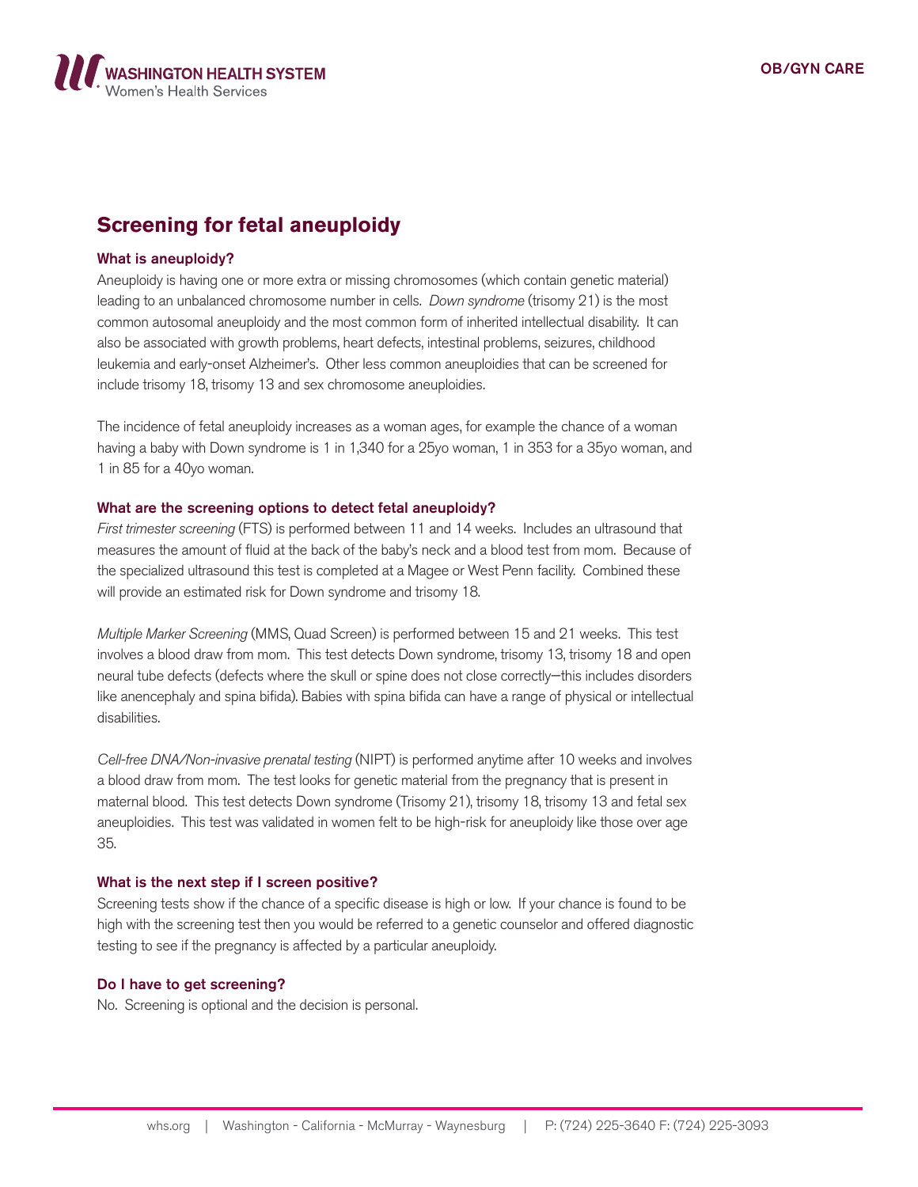# Screening for fetal aneuploidy

### What is aneuploidy?

Aneuploidy is having one or more extra or missing chromosomes (which contain genetic material) leading to an unbalanced chromosome number in cells. *Down syndrome* (trisomy 21) is the most common autosomal aneuploidy and the most common form of inherited intellectual disability. It can also be associated with growth problems, heart defects, intestinal problems, seizures, childhood leukemia and early-onset Alzheimer's. Other less common aneuploidies that can be screened for include trisomy 18, trisomy 13 and sex chromosome aneuploidies.

The incidence of fetal aneuploidy increases as a woman ages, for example the chance of a woman having a baby with Down syndrome is 1 in 1,340 for a 25yo woman, 1 in 353 for a 35yo woman, and 1 in 85 for a 40yo woman.

### What are the screening options to detect fetal aneuploidy?

*First trimester screening* (FTS) is performed between 11 and 14 weeks. Includes an ultrasound that measures the amount of fluid at the back of the baby's neck and a blood test from mom. Because of the specialized ultrasound this test is completed at a Magee or West Penn facility. Combined these will provide an estimated risk for Down syndrome and trisomy 18.

*Multiple Marker Screening* (MMS, Quad Screen) is performed between 15 and 21 weeks. This test involves a blood draw from mom. This test detects Down syndrome, trisomy 13, trisomy 18 and open neural tube defects (defects where the skull or spine does not close correctly—this includes disorders like anencephaly and spina bifida). Babies with spina bifida can have a range of physical or intellectual disabilities.

*Cell-free DNA/Non-invasive prenatal testing* (NIPT) is performed anytime after 10 weeks and involves a blood draw from mom. The test looks for genetic material from the pregnancy that is present in maternal blood. This test detects Down syndrome (Trisomy 21), trisomy 18, trisomy 13 and fetal sex aneuploidies. This test was validated in women felt to be high-risk for aneuploidy like those over age 35.

### What is the next step if I screen positive?

Screening tests show if the chance of a specific disease is high or low. If your chance is found to be high with the screening test then you would be referred to a genetic counselor and offered diagnostic testing to see if the pregnancy is affected by a particular aneuploidy.

### Do I have to get screening?

No. Screening is optional and the decision is personal.